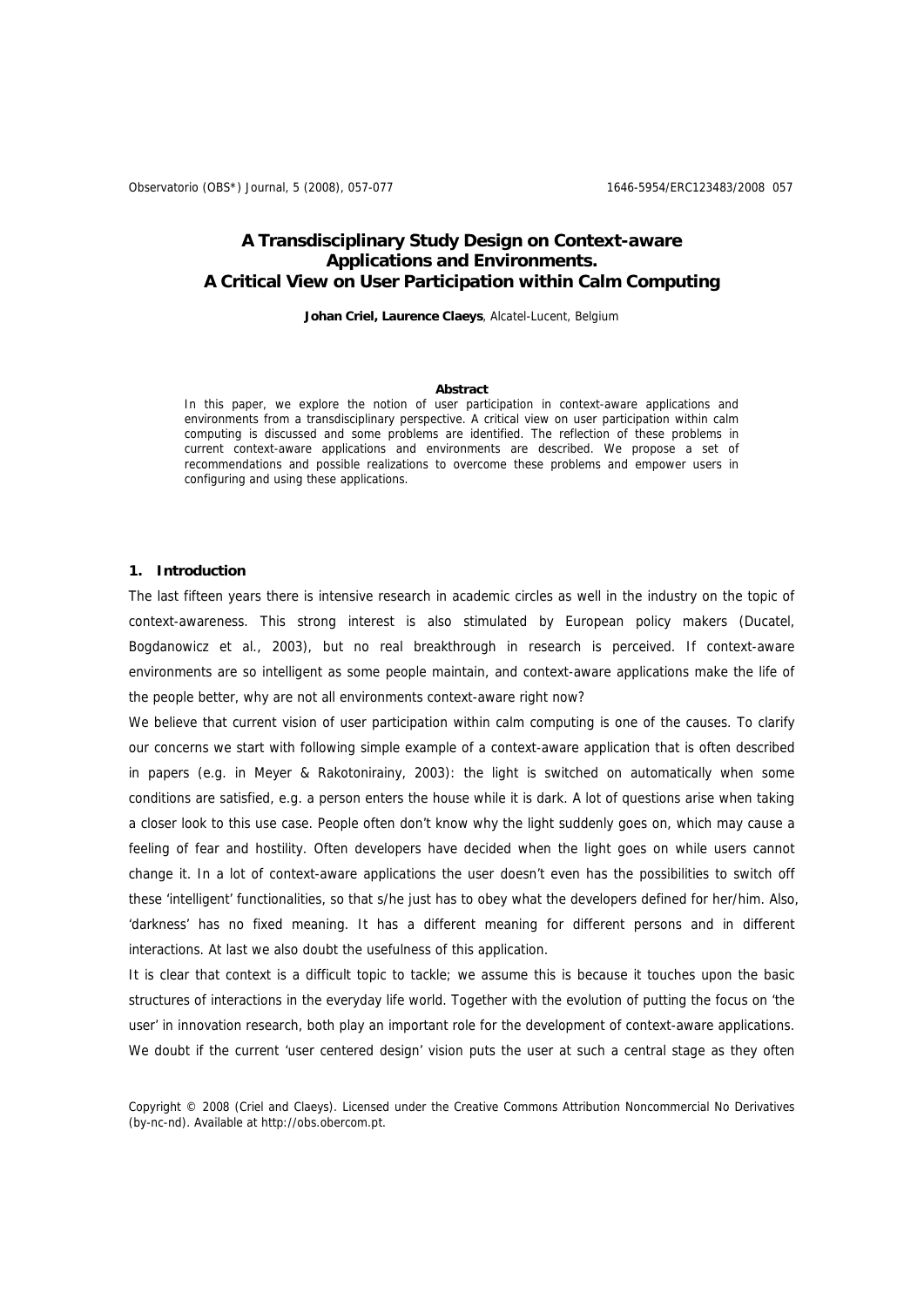# A Transdisciplinary Study Design on Context-aware Applications and Environments. A Critical View on User Participation within Calm Computing

**Johan Criel, Laurence Claeys**, Alcatel-Lucent, Belgium

**Abstract**

In this paper, we explore the notion of user participation in context-aware applications and environments from a transdisciplinary perspective. A critical view on user participation within calm computing is discussed and some problems are identified. The reflection of these problems in current context-aware applications and environments are described. We propose a set of recommendations and possible realizations to overcome these problems and empower users in configuring and using these applications.

## 1. Introduction

The last fifteen years there is intensive research in academic circles as well in the industry on the topic of context-awareness. This strong interest is also stimulated by European policy makers (Ducatel, Bogdanowicz et al., 2003), but no real breakthrough in research is perceived. If context-aware environments are so intelligent as some people maintain, and context-aware applications make the life of the people better, why are not all environments context-aware right now?

We believe that current vision of user participation within calm computing is one of the causes. To clarify our concerns we start with following simple example of a context-aware application that is often described in papers (e.g. in Meyer & Rakotonirainy, 2003): the light is switched on automatically when some conditions are satisfied, e.g. a person enters the house while it is dark. A lot of questions arise when taking a closer look to this use case. People often don't know why the light suddenly goes on, which may cause a feeling of fear and hostility. Often developers have decided when the light goes on while users cannot change it. In a lot of context-aware applications the user doesn't even has the possibilities to switch off these 'intelligent' functionalities, so that s/he just has to obey what the developers defined for her/him. Also, 'darkness' has no fixed meaning. It has a different meaning for different persons and in different interactions. At last we also doubt the usefulness of this application.

It is clear that context is a difficult topic to tackle; we assume this is because it touches upon the basic structures of interactions in the everyday life world. Together with the evolution of putting the focus on 'the user' in innovation research, both play an important role for the development of context-aware applications. We doubt if the current 'user centered design' vision puts the user at such a central stage as they often

Copyright © 2008 (Criel and Claeys). Licensed under the Creative Commons Attribution Noncommercial No Derivatives (by-nc-nd). Available at http://obs.obercom.pt.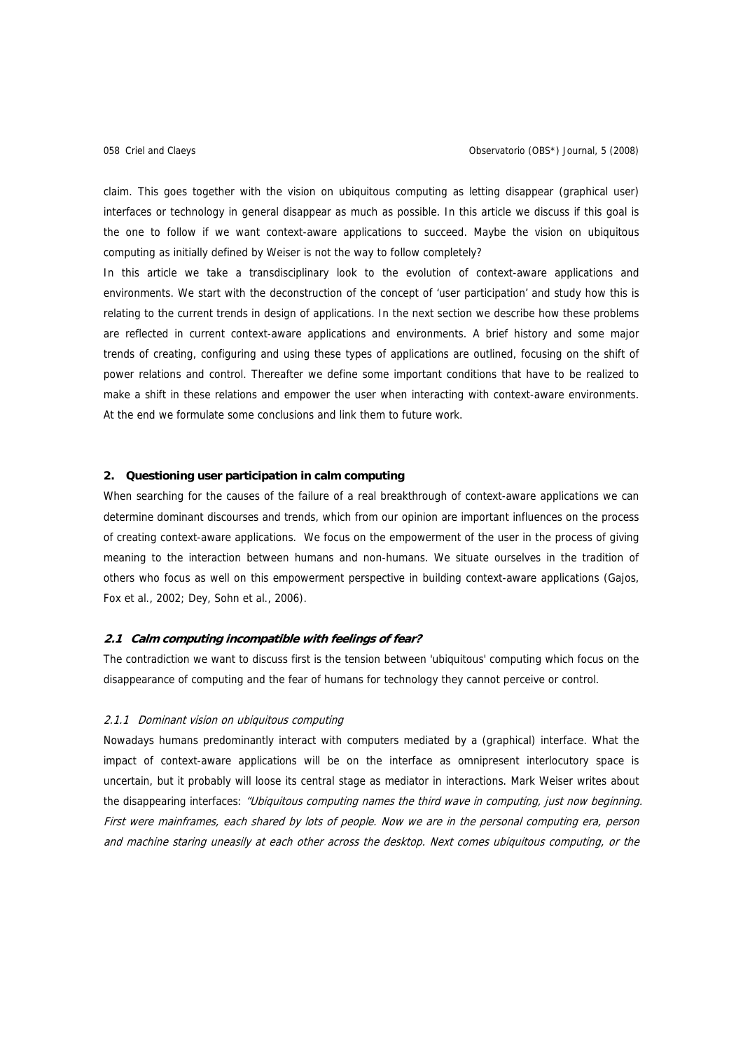claim. This goes together with the vision on ubiquitous computing as letting disappear (graphical user) interfaces or technology in general disappear as much as possible. In this article we discuss if this goal is the one to follow if we want context-aware applications to succeed. Maybe the vision on ubiquitous computing as initially defined by Weiser is not the way to follow completely?

In this article we take a transdisciplinary look to the evolution of context-aware applications and environments. We start with the deconstruction of the concept of 'user participation' and study how this is relating to the current trends in design of applications. In the next section we describe how these problems are reflected in current context-aware applications and environments. A brief history and some major trends of creating, configuring and using these types of applications are outlined, focusing on the shift of power relations and control. Thereafter we define some important conditions that have to be realized to make a shift in these relations and empower the user when interacting with context-aware environments. At the end we formulate some conclusions and link them to future work.

## 2. Questioning user participation in calm computing

When searching for the causes of the failure of a real breakthrough of context-aware applications we can determine dominant discourses and trends, which from our opinion are important influences on the process of creating context-aware applications. We focus on the empowerment of the user in the process of giving meaning to the interaction between humans and non-humans. We situate ourselves in the tradition of others who focus as well on this empowerment perspective in building context-aware applications (Gajos, Fox et al., 2002; Dey, Sohn et al., 2006).

### *2.1 Calm computing incompatible with feelings of fear?*

The contradiction we want to discuss first is the tension between 'ubiquitous' computing which focus on the disappearance of computing and the fear of humans for technology they cannot perceive or control.

#### *2.1.1 Dominant vision on ubiquitous computing*

Nowadays humans predominantly interact with computers mediated by a (graphical) interface. What the impact of context-aware applications will be on the interface as omnipresent interlocutory space is uncertain, but it probably will loose its central stage as mediator in interactions. Mark Weiser writes about the disappearing interfaces: *"Ubiquitous computing names the third wave in computing, just now beginning. First were mainframes, each shared by lots of people. Now we are in the personal computing era, person and machine staring uneasily at each other across the desktop. Next comes ubiquitous computing, or the*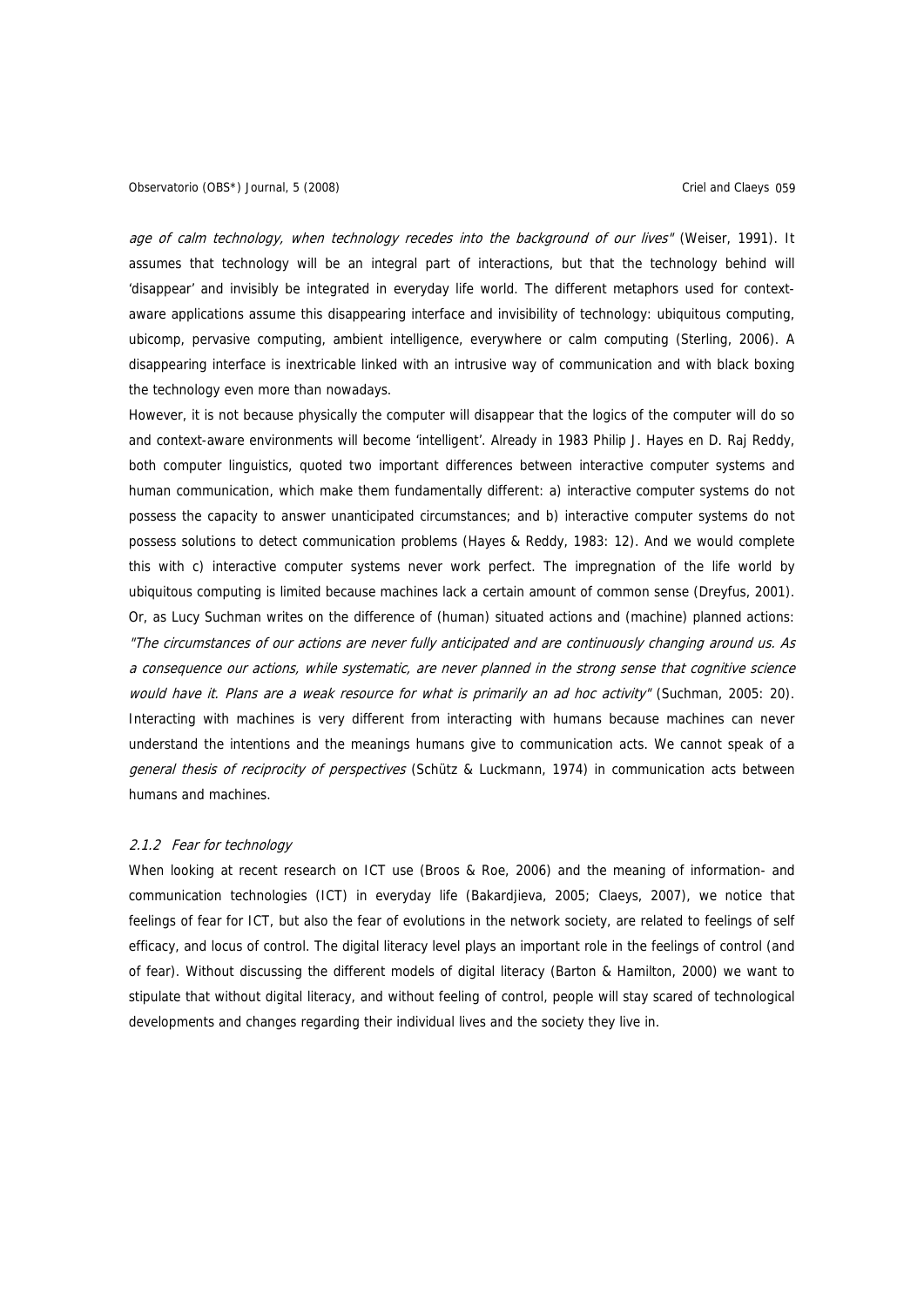*age of calm technology, when technology recedes into the background of our lives"* (Weiser, 1991). It assumes that technology will be an integral part of interactions, but that the technology behind will 'disappear' and invisibly be integrated in everyday life world. The different metaphors used for context-aware applications assume this disappearing interface and invisibility of technology: ubiquitous computing, ubicomp, pervasive computing, ambient intelligence, everywhere or calm computing (Sterling, 2006). A disappearing interface is inextricable linked with an intrusive way of communication and with black boxing the technology even more than nowadays.

However, it is not because physically the computer will disappear that the logics of the computer will do so and context-aware environments will become 'intelligent'. Already in 1983 Philip J. Hayes en D. Raj Reddy, both computer linguistics, quoted two important differences between interactive computer systems and human communication, which make them fundamentally different: a) interactive computer systems do not possess the capacity to answer unanticipated circumstances; and b) interactive computer systems do not possess solutions to detect communication problems (Hayes & Reddy, 1983: 12). And we would complete this with c) interactive computer systems never work perfect. The impregnation of the life world by ubiquitous computing is limited because machines lack a certain amount of common sense (Dreyfus, 2001). Or, as Lucy Suchman writes on the difference of (human) situated actions and (machine) planned actions: *"The circumstances of our actions are never fully anticipated and are continuously changing around us. As a consequence our actions, while systematic, are never planned in the strong sense that cognitive science would have it. Plans are a weak resource for what is primarily an ad hoc activity"* (Suchman, 2005: 20). Interacting with machines is very different from interacting with humans because machines can never understand the intentions and the meanings humans give to communication acts. We cannot speak of a *general thesis of reciprocity of perspectives* (Schütz & Luckmann, 1974) in communication acts between humans and machines.

#### *2.1.2 Fear for technology*

When looking at recent research on ICT use (Broos & Roe, 2006) and the meaning of information- and communication technologies (ICT) in everyday life (Bakardjieva, 2005; Claeys, 2007), we notice that feelings of fear for ICT, but also the fear of evolutions in the network society, are related to feelings of self efficacy, and locus of control. The digital literacy level plays an important role in the feelings of control (and of fear). Without discussing the different models of digital literacy (Barton & Hamilton, 2000) we want to stipulate that without digital literacy, and without feeling of control, people will stay scared of technological developments and changes regarding their individual lives and the society they live in.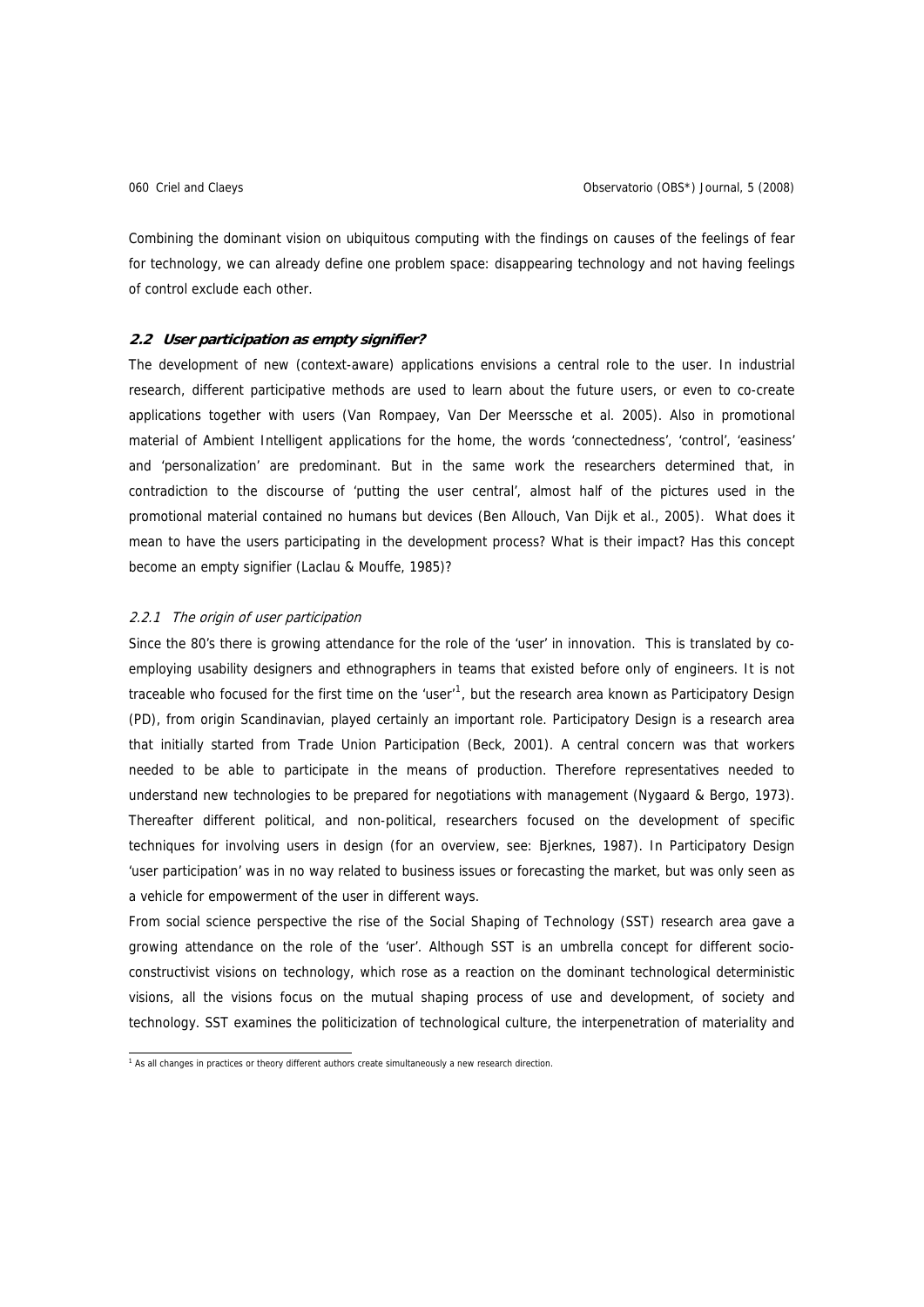Combining the dominant vision on ubiquitous computing with the findings on causes of the feelings of fear for technology, we can already define one problem space: disappearing technology and not having feelings of control exclude each other.

### *2.2 User participation as empty signifier?*

The development of new (context-aware) applications envisions a central role to the user. In industrial research, different participative methods are used to learn about the future users, or even to co-create applications together with users (Van Rompaey, Van Der Meerssche et al. 2005). Also in promotional material of Ambient Intelligent applications for the home, the words 'connectedness', 'control', 'easiness' and 'personalization' are predominant. But in the same work the researchers determined that, in contradiction to the discourse of 'putting the user central', almost half of the pictures used in the promotional material contained no humans but devices (Ben Allouch, Van Dijk et al., 2005). What does it mean to have the users participating in the development process? What is their impact? Has this concept become an empty signifier (Laclau & Mouffe, 1985)?

#### *2.2.1 The origin of user participation*

Since the 80's there is growing attendance for the role of the 'user' in innovation. This is translated by co-employing usability designers and ethnographers in teams that existed before only of engineers. It is not traceable who focused for the first time on the 'user'[1], but the research area known as Participatory Design (PD), from origin Scandinavian, played certainly an important role. Participatory Design is a research area that initially started from Trade Union Participation (Beck, 2001). A central concern was that workers needed to be able to participate in the means of production. Therefore representatives needed to understand new technologies to be prepared for negotiations with management (Nygaard & Bergo, 1973). Thereafter different political, and non-political, researchers focused on the development of specific techniques for involving users in design (for an overview, see: Bjerknes, 1987). In Participatory Design 'user participation' was in no way related to business issues or forecasting the market, but was only seen as a vehicle for empowerment of the user in different ways.

From social science perspective the rise of the Social Shaping of Technology (SST) research area gave a growing attendance on the role of the 'user'. Although SST is an umbrella concept for different socio-constructivist visions on technology, which rose as a reaction on the dominant technological deterministic visions, all the visions focus on the mutual shaping process of use and development, of society and technology. SST examines the politicization of technological culture, the interpenetration of materiality and

[1] As all changes in practices or theory different authors create simultaneously a new research direction.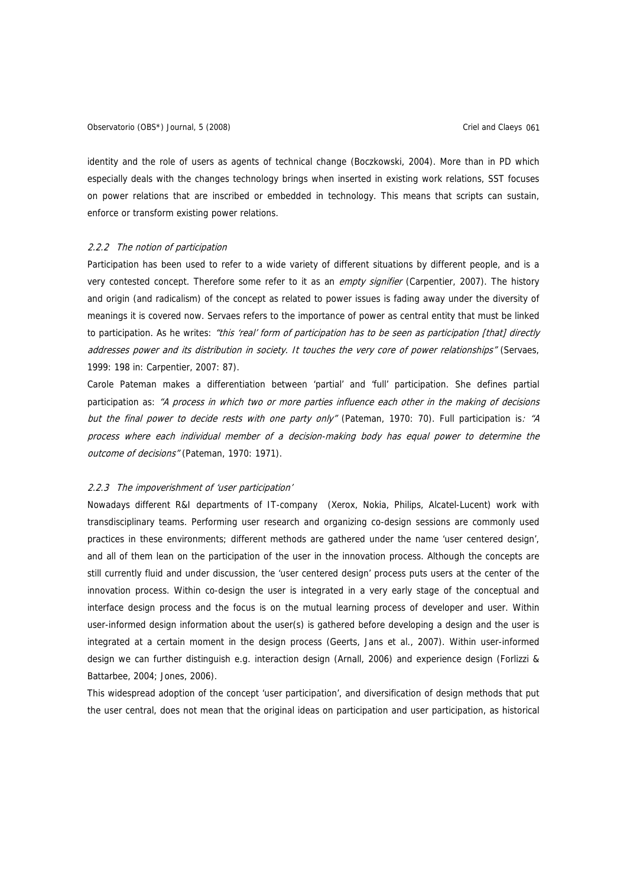identity and the role of users as agents of technical change (Boczkowski, 2004). More than in PD which especially deals with the changes technology brings when inserted in existing work relations, SST focuses on power relations that are inscribed or embedded in technology. This means that scripts can sustain, enforce or transform existing power relations.

### *2.2.2 The notion of participation*

Participation has been used to refer to a wide variety of different situations by different people, and is a very contested concept. Therefore some refer to it as an *empty signifier* (Carpentier, 2007). The history and origin (and radicalism) of the concept as related to power issues is fading away under the diversity of meanings it is covered now. Servaes refers to the importance of power as central entity that must be linked to participation. As he writes: *"this 'real' form of participation has to be seen as participation [that] directly addresses power and its distribution in society. It touches the very core of power relationships"* (Servaes, 1999: 198 in: Carpentier, 2007: 87).

Carole Pateman makes a differentiation between 'partial' and 'full' participation. She defines partial participation as: *"A process in which two or more parties influence each other in the making of decisions but the final power to decide rests with one party only"* (Pateman, 1970: 70). Full participation is*: "A process where each individual member of a decision-making body has equal power to determine the outcome of decisions"* (Pateman, 1970: 1971).

### *2.2.3 The impoverishment of 'user participation'*

Nowadays different R&I departments of IT-company (Xerox, Nokia, Philips, Alcatel-Lucent) work with transdisciplinary teams. Performing user research and organizing co-design sessions are commonly used practices in these environments; different methods are gathered under the name 'user centered design', and all of them lean on the participation of the user in the innovation process. Although the concepts are still currently fluid and under discussion, the 'user centered design' process puts users at the center of the innovation process. Within co-design the user is integrated in a very early stage of the conceptual and interface design process and the focus is on the mutual learning process of developer and user. Within user-informed design information about the user(s) is gathered before developing a design and the user is integrated at a certain moment in the design process (Geerts, Jans et al., 2007). Within user-informed design we can further distinguish e.g. interaction design (Arnall, 2006) and experience design (Forlizzi & Battarbee, 2004; Jones, 2006).

This widespread adoption of the concept 'user participation', and diversification of design methods that put the user central, does not mean that the original ideas on participation and user participation, as historical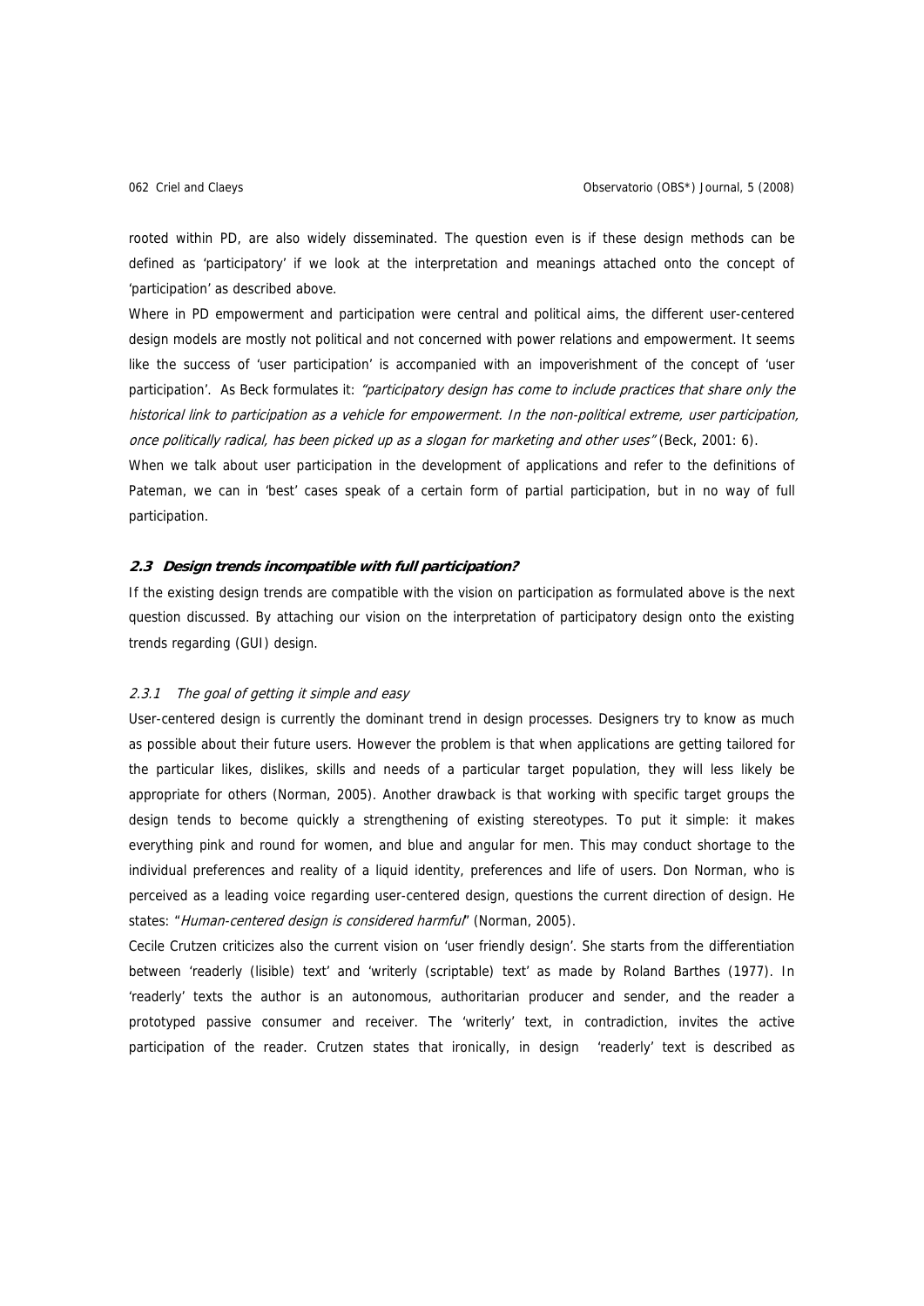rooted within PD, are also widely disseminated. The question even is if these design methods can be defined as 'participatory' if we look at the interpretation and meanings attached onto the concept of 'participation' as described above.

Where in PD empowerment and participation were central and political aims, the different user-centered design models are mostly not political and not concerned with power relations and empowerment. It seems like the success of 'user participation' is accompanied with an impoverishment of the concept of 'user participation'. As Beck formulates it: *"participatory design has come to include practices that share only the historical link to participation as a vehicle for empowerment. In the non-political extreme, user participation, once politically radical, has been picked up as a slogan for marketing and other uses"* (Beck, 2001: 6).

When we talk about user participation in the development of applications and refer to the definitions of Pateman, we can in 'best' cases speak of a certain form of partial participation, but in no way of full participation.

### 2.3 Design trends incompatible with full participation?

If the existing design trends are compatible with the vision on participation as formulated above is the next question discussed. By attaching our vision on the interpretation of participatory design onto the existing trends regarding (GUI) design.

#### 2.3.1 *The goal of getting it simple and easy*

User-centered design is currently the dominant trend in design processes. Designers try to know as much as possible about their future users. However the problem is that when applications are getting tailored for the particular likes, dislikes, skills and needs of a particular target population, they will less likely be appropriate for others (Norman, 2005). Another drawback is that working with specific target groups the design tends to become quickly a strengthening of existing stereotypes. To put it simple: it makes everything pink and round for women, and blue and angular for men. This may conduct shortage to the individual preferences and reality of a liquid identity, preferences and life of users. Don Norman, who is perceived as a leading voice regarding user-centered design, questions the current direction of design. He states: "*Human-centered design is considered harmful*" (Norman, 2005).

Cecile Crutzen criticizes also the current vision on 'user friendly design'. She starts from the differentiation between 'readerly (lisible) text' and 'writerly (scriptable) text' as made by Roland Barthes (1977). In 'readerly' texts the author is an autonomous, authoritarian producer and sender, and the reader a prototyped passive consumer and receiver. The 'writerly' text, in contradiction, invites the active participation of the reader. Crutzen states that ironically, in design 'readerly' text is described as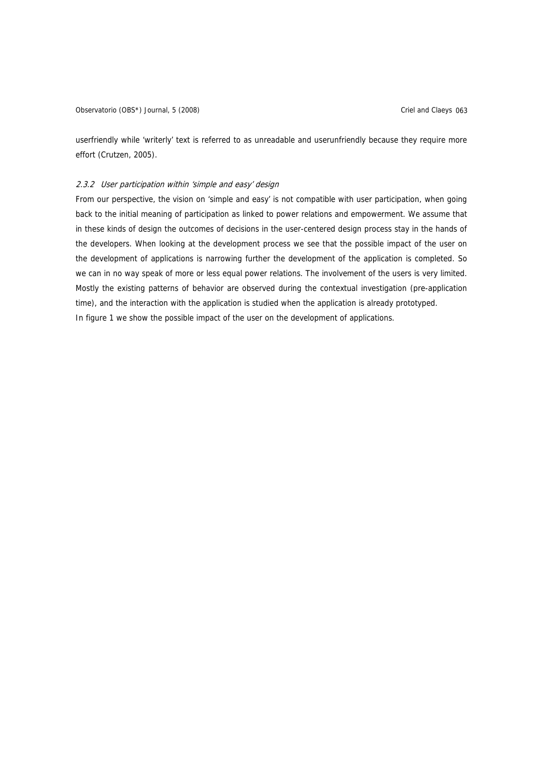userfriendly while 'writerly' text is referred to as unreadable and userunfriendly because they require more effort (Crutzen, 2005).

#### *2.3.2 User participation within 'simple and easy' design*

From our perspective, the vision on 'simple and easy' is not compatible with user participation, when going back to the initial meaning of participation as linked to power relations and empowerment. We assume that in these kinds of design the outcomes of decisions in the user-centered design process stay in the hands of the developers. When looking at the development process we see that the possible impact of the user on the development of applications is narrowing further the development of the application is completed. So we can in no way speak of more or less equal power relations. The involvement of the users is very limited. Mostly the existing patterns of behavior are observed during the contextual investigation (pre-application time), and the interaction with the application is studied when the application is already prototyped.
In figure 1 we show the possible impact of the user on the development of applications.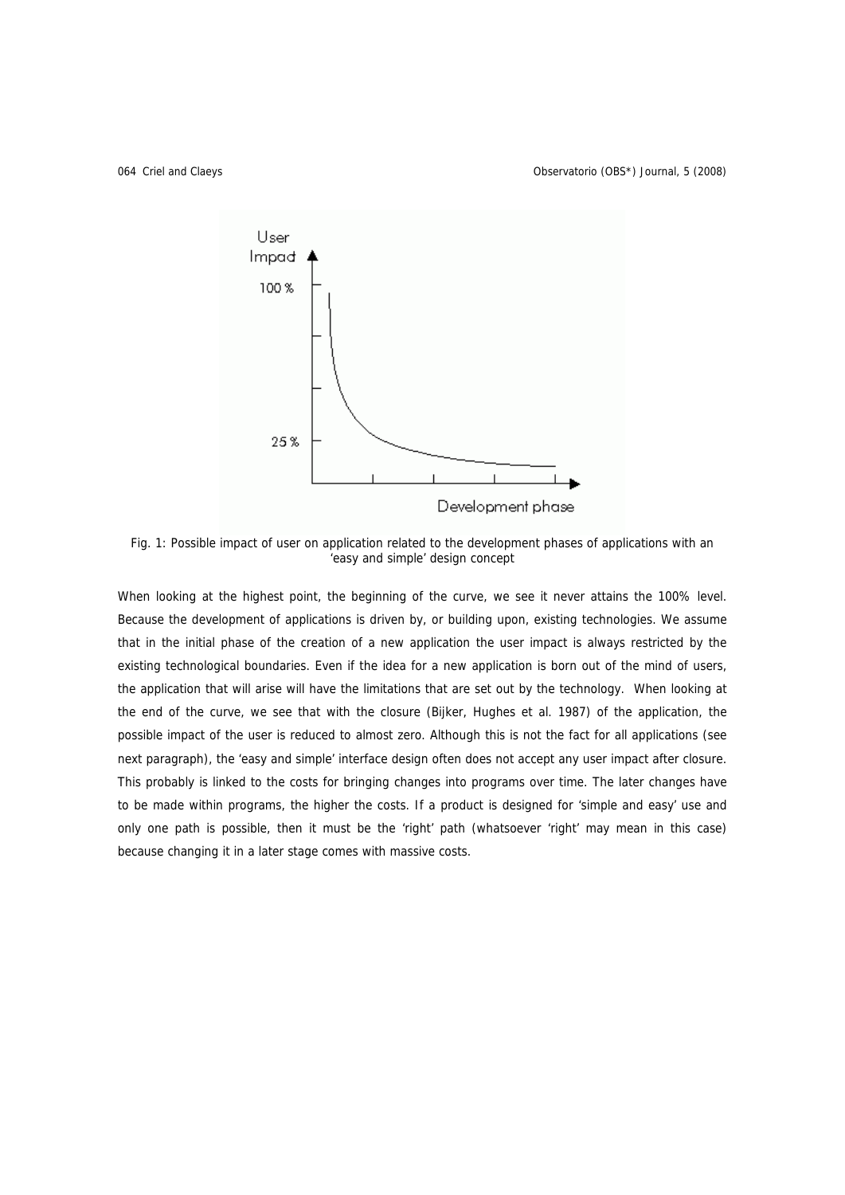Fig. 1: Possible impact of user on application related to the development phases of applications with an 'easy and simple' design concept

When looking at the highest point, the beginning of the curve, we see it never attains the 100% level. Because the development of applications is driven by, or building upon, existing technologies. We assume that in the initial phase of the creation of a new application the user impact is always restricted by the existing technological boundaries. Even if the idea for a new application is born out of the mind of users, the application that will arise will have the limitations that are set out by the technology. When looking at the end of the curve, we see that with the closure (Bijker, Hughes et al. 1987) of the application, the possible impact of the user is reduced to almost zero. Although this is not the fact for all applications (see next paragraph), the 'easy and simple' interface design often does not accept any user impact after closure. This probably is linked to the costs for bringing changes into programs over time. The later changes have to be made within programs, the higher the costs. If a product is designed for 'simple and easy' use and only one path is possible, then it must be the 'right' path (whatsoever 'right' may mean in this case) because changing it in a later stage comes with massive costs.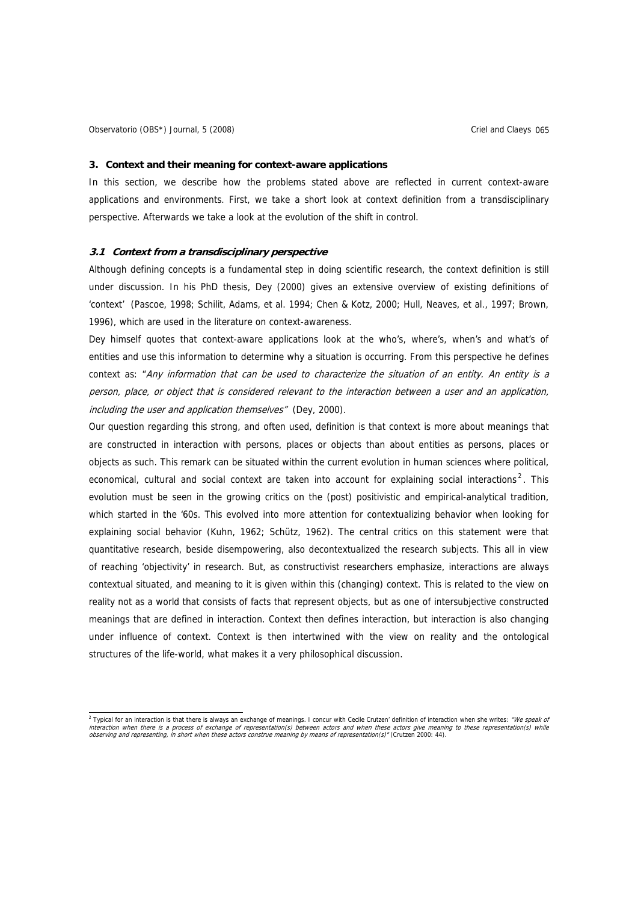## 3. Context and their meaning for context-aware applications

In this section, we describe how the problems stated above are reflected in current context-aware applications and environments. First, we take a short look at context definition from a transdisciplinary perspective. Afterwards we take a look at the evolution of the shift in control.

### *3.1 Context from a transdisciplinary perspective*

Although defining concepts is a fundamental step in doing scientific research, the context definition is still under discussion. In his PhD thesis, Dey (2000) gives an extensive overview of existing definitions of 'context' (Pascoe, 1998; Schilit, Adams, et al. 1994; Chen & Kotz, 2000; Hull, Neaves, et al., 1997; Brown, 1996), which are used in the literature on context-awareness.

Dey himself quotes that context-aware applications look at the who's, where's, when's and what's of entities and use this information to determine why a situation is occurring. From this perspective he defines context as: "*Any information that can be used to characterize the situation of an entity. An entity is a person, place, or object that is considered relevant to the interaction between a user and an application, including the user and application themselves*" (Dey, 2000).

Our question regarding this strong, and often used, definition is that context is more about meanings that are constructed in interaction with persons, places or objects than about entities as persons, places or objects as such. This remark can be situated within the current evolution in human sciences where political, economical, cultural and social context are taken into account for explaining social interactions[2]. This evolution must be seen in the growing critics on the (post) positivistic and empirical-analytical tradition, which started in the '60s. This evolved into more attention for contextualizing behavior when looking for explaining social behavior (Kuhn, 1962; Schütz, 1962). The central critics on this statement were that quantitative research, beside disempowering, also decontextualized the research subjects. This all in view of reaching 'objectivity' in research. But, as constructivist researchers emphasize, interactions are always contextual situated, and meaning to it is given within this (changing) context. This is related to the view on reality not as a world that consists of facts that represent objects, but as one of intersubjective constructed meanings that are defined in interaction. Context then defines interaction, but interaction is also changing under influence of context. Context is then intertwined with the view on reality and the ontological structures of the life-world, what makes it a very philosophical discussion.

---

[2] Typical for an interaction is that there is always an exchange of meanings. I concur with Cecile Crutzen' definition of interaction when she writes: *"We speak of interaction when there is a process of exchange of representation(s) between actors and when these actors give meaning to these representation(s) while observing and representing, in short when these actors construe meaning by means of representation(s)"* (Crutzen 2000: 44).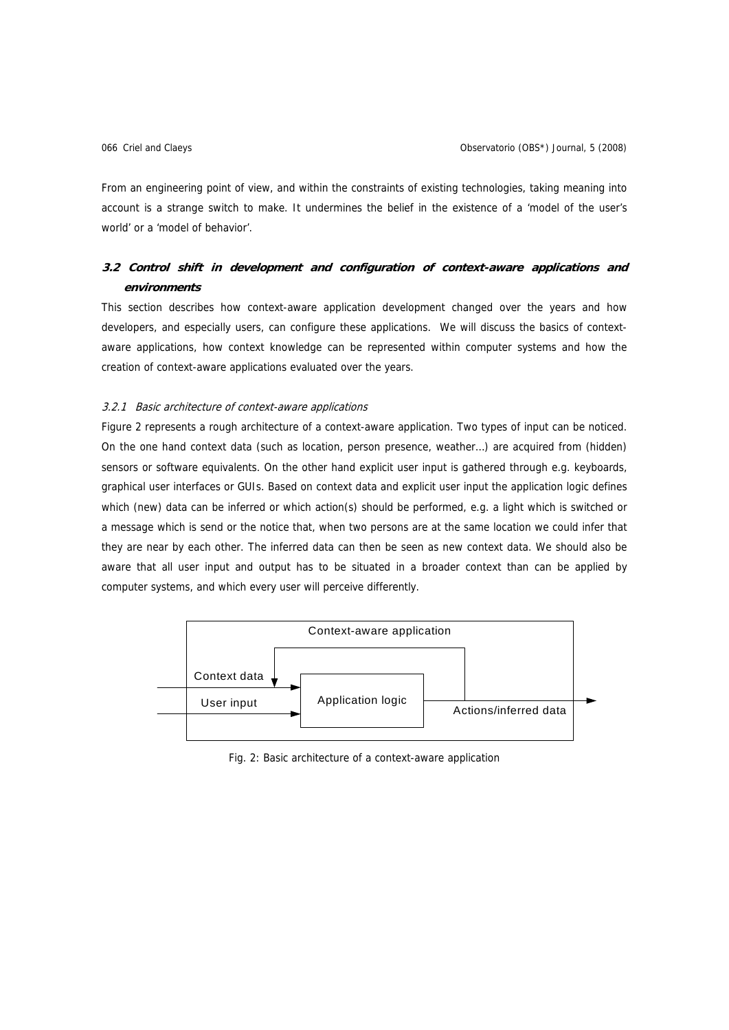From an engineering point of view, and within the constraints of existing technologies, taking meaning into account is a strange switch to make. It undermines the belief in the existence of a 'model of the user's world' or a 'model of behavior'.

## 3.2 Control shift in development and configuration of context-aware applications and environments

This section describes how context-aware application development changed over the years and how developers, and especially users, can configure these applications. We will discuss the basics of context-aware applications, how context knowledge can be represented within computer systems and how the creation of context-aware applications evaluated over the years.

### *3.2.1 Basic architecture of context-aware applications*

Figure 2 represents a rough architecture of a context-aware application. Two types of input can be noticed. On the one hand context data (such as location, person presence, weather…) are acquired from (hidden) sensors or software equivalents. On the other hand explicit user input is gathered through e.g. keyboards, graphical user interfaces or GUIs. Based on context data and explicit user input the application logic defines which (new) data can be inferred or which action(s) should be performed, e.g. a light which is switched or a message which is send or the notice that, when two persons are at the same location we could infer that they are near by each other. The inferred data can then be seen as new context data. We should also be aware that all user input and output has to be situated in a broader context than can be applied by computer systems, and which every user will perceive differently.

Context-aware application

Context data

User input

Application logic

Actions/inferred data

Fig. 2: Basic architecture of a context-aware application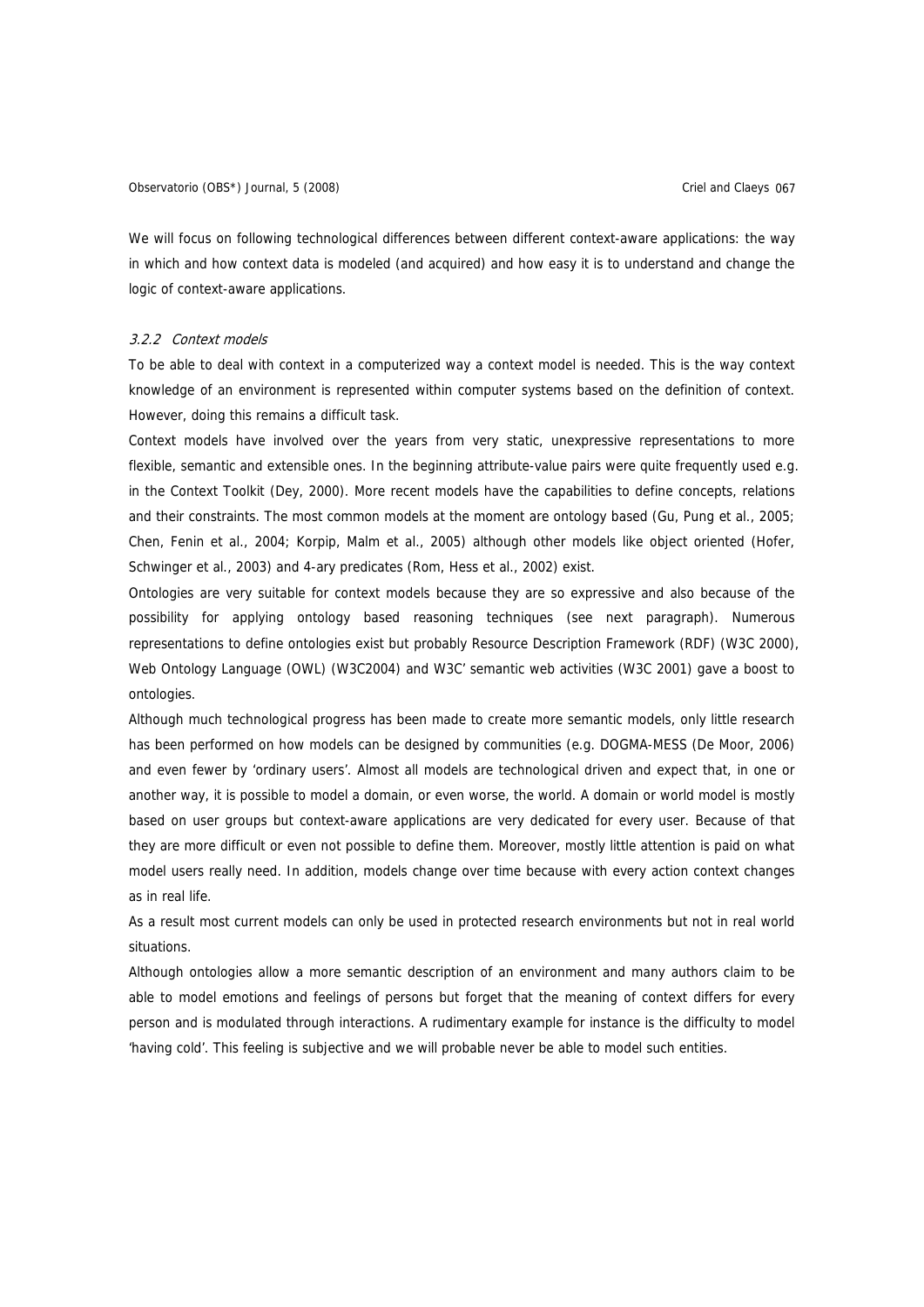We will focus on following technological differences between different context-aware applications: the way in which and how context data is modeled (and acquired) and how easy it is to understand and change the logic of context-aware applications.

### *3.2.2 Context models*

To be able to deal with context in a computerized way a context model is needed. This is the way context knowledge of an environment is represented within computer systems based on the definition of context. However, doing this remains a difficult task.

Context models have involved over the years from very static, unexpressive representations to more flexible, semantic and extensible ones. In the beginning attribute-value pairs were quite frequently used e.g. in the Context Toolkit (Dey, 2000). More recent models have the capabilities to define concepts, relations and their constraints. The most common models at the moment are ontology based (Gu, Pung et al., 2005; Chen, Fenin et al., 2004; Korpip, Malm et al., 2005) although other models like object oriented (Hofer, Schwinger et al., 2003) and 4-ary predicates (Rom, Hess et al., 2002) exist.

Ontologies are very suitable for context models because they are so expressive and also because of the possibility for applying ontology based reasoning techniques (see next paragraph). Numerous representations to define ontologies exist but probably Resource Description Framework (RDF) (W3C 2000), Web Ontology Language (OWL) (W3C2004) and W3C' semantic web activities (W3C 2001) gave a boost to ontologies.

Although much technological progress has been made to create more semantic models, only little research has been performed on how models can be designed by communities (e.g. DOGMA-MESS (De Moor, 2006) and even fewer by 'ordinary users'. Almost all models are technological driven and expect that, in one or another way, it is possible to model a domain, or even worse, the world. A domain or world model is mostly based on user groups but context-aware applications are very dedicated for every user. Because of that they are more difficult or even not possible to define them. Moreover, mostly little attention is paid on what model users really need. In addition, models change over time because with every action context changes as in real life.

As a result most current models can only be used in protected research environments but not in real world situations.

Although ontologies allow a more semantic description of an environment and many authors claim to be able to model emotions and feelings of persons but forget that the meaning of context differs for every person and is modulated through interactions. A rudimentary example for instance is the difficulty to model 'having cold'. This feeling is subjective and we will probable never be able to model such entities.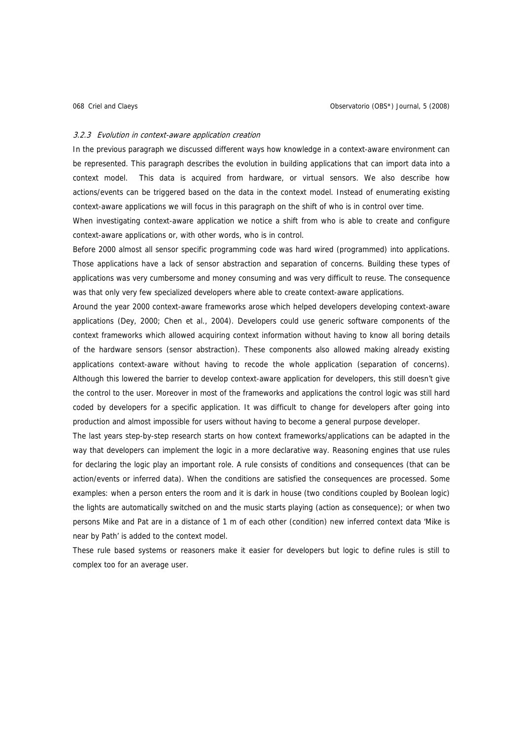### *3.2.3 Evolution in context-aware application creation*

In the previous paragraph we discussed different ways how knowledge in a context-aware environment can be represented. This paragraph describes the evolution in building applications that can import data into a context model. This data is acquired from hardware, or virtual sensors. We also describe how actions/events can be triggered based on the data in the context model. Instead of enumerating existing context-aware applications we will focus in this paragraph on the shift of who is in control over time.

When investigating context-aware application we notice a shift from who is able to create and configure context-aware applications or, with other words, who is in control.

Before 2000 almost all sensor specific programming code was hard wired (programmed) into applications. Those applications have a lack of sensor abstraction and separation of concerns. Building these types of applications was very cumbersome and money consuming and was very difficult to reuse. The consequence was that only very few specialized developers where able to create context-aware applications.

Around the year 2000 context-aware frameworks arose which helped developers developing context-aware applications (Dey, 2000; Chen et al., 2004). Developers could use generic software components of the context frameworks which allowed acquiring context information without having to know all boring details of the hardware sensors (sensor abstraction). These components also allowed making already existing applications context-aware without having to recode the whole application (separation of concerns). Although this lowered the barrier to develop context-aware application for developers, this still doesn't give the control to the user. Moreover in most of the frameworks and applications the control logic was still hard coded by developers for a specific application. It was difficult to change for developers after going into production and almost impossible for users without having to become a general purpose developer.

The last years step-by-step research starts on how context frameworks/applications can be adapted in the way that developers can implement the logic in a more declarative way. Reasoning engines that use rules for declaring the logic play an important role. A rule consists of conditions and consequences (that can be action/events or inferred data). When the conditions are satisfied the consequences are processed. Some examples: when a person enters the room and it is dark in house (two conditions coupled by Boolean logic) the lights are automatically switched on and the music starts playing (action as consequence); or when two persons Mike and Pat are in a distance of 1 m of each other (condition) new inferred context data 'Mike is near by Path' is added to the context model.

These rule based systems or reasoners make it easier for developers but logic to define rules is still to complex too for an average user.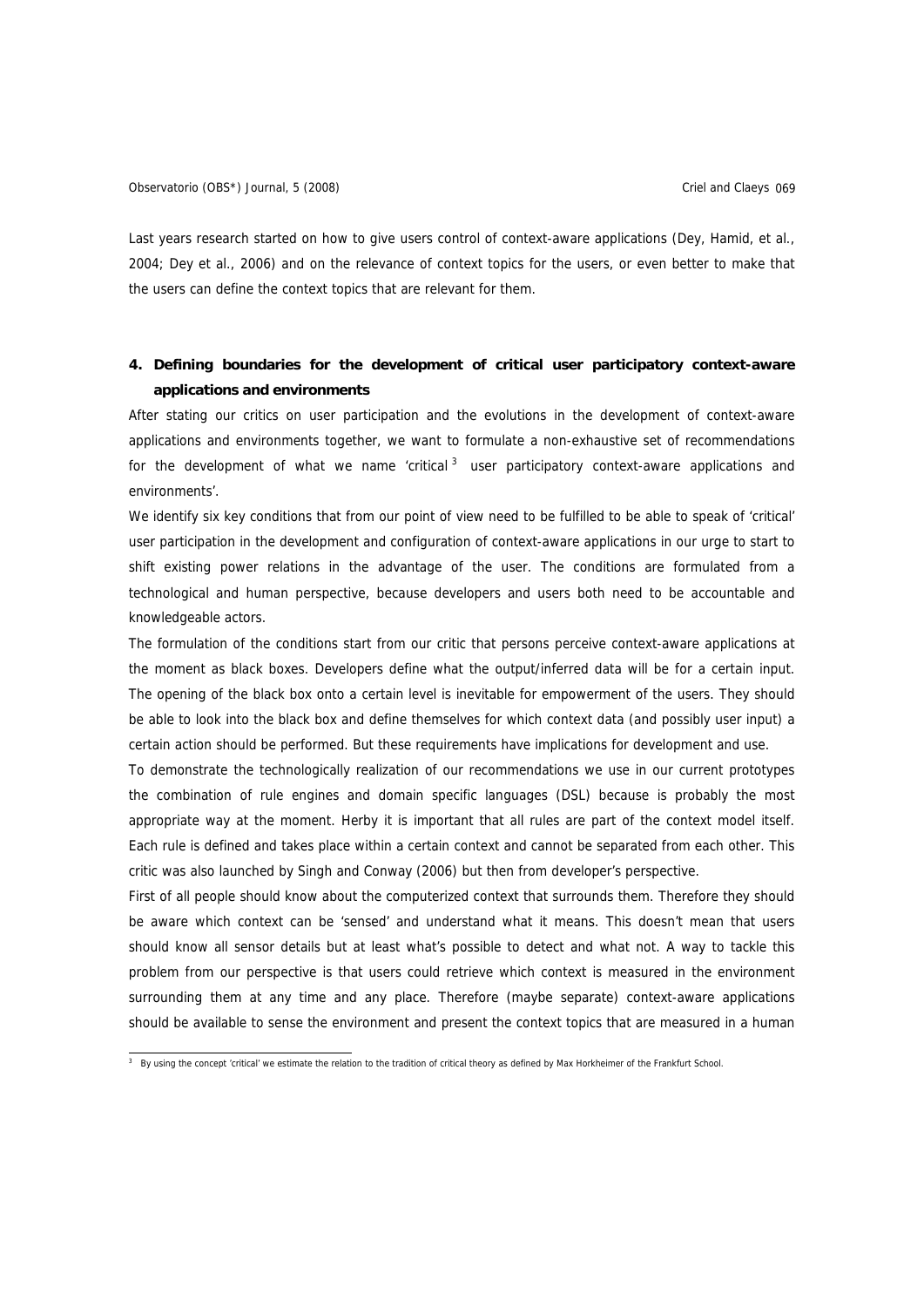Last years research started on how to give users control of context-aware applications (Dey, Hamid, et al., 2004; Dey et al., 2006) and on the relevance of context topics for the users, or even better to make that the users can define the context topics that are relevant for them.

## 4. Defining boundaries for the development of critical user participatory context-aware applications and environments

After stating our critics on user participation and the evolutions in the development of context-aware applications and environments together, we want to formulate a non-exhaustive set of recommendations for the development of what we name 'critical [3] user participatory context-aware applications and environments'.

We identify six key conditions that from our point of view need to be fulfilled to be able to speak of 'critical' user participation in the development and configuration of context-aware applications in our urge to start to shift existing power relations in the advantage of the user. The conditions are formulated from a technological and human perspective, because developers and users both need to be accountable and knowledgeable actors.

The formulation of the conditions start from our critic that persons perceive context-aware applications at the moment as black boxes. Developers define what the output/inferred data will be for a certain input. The opening of the black box onto a certain level is inevitable for empowerment of the users. They should be able to look into the black box and define themselves for which context data (and possibly user input) a certain action should be performed. But these requirements have implications for development and use.

To demonstrate the technologically realization of our recommendations we use in our current prototypes the combination of rule engines and domain specific languages (DSL) because is probably the most appropriate way at the moment. Herby it is important that all rules are part of the context model itself. Each rule is defined and takes place within a certain context and cannot be separated from each other. This critic was also launched by Singh and Conway (2006) but then from developer's perspective.

First of all people should know about the computerized context that surrounds them. Therefore they should be aware which context can be 'sensed' and understand what it means. This doesn't mean that users should know all sensor details but at least what's possible to detect and what not. A way to tackle this problem from our perspective is that users could retrieve which context is measured in the environment surrounding them at any time and any place. Therefore (maybe separate) context-aware applications should be available to sense the environment and present the context topics that are measured in a human

---

[3] By using the concept 'critical' we estimate the relation to the tradition of critical theory as defined by Max Horkheimer of the Frankfurt School.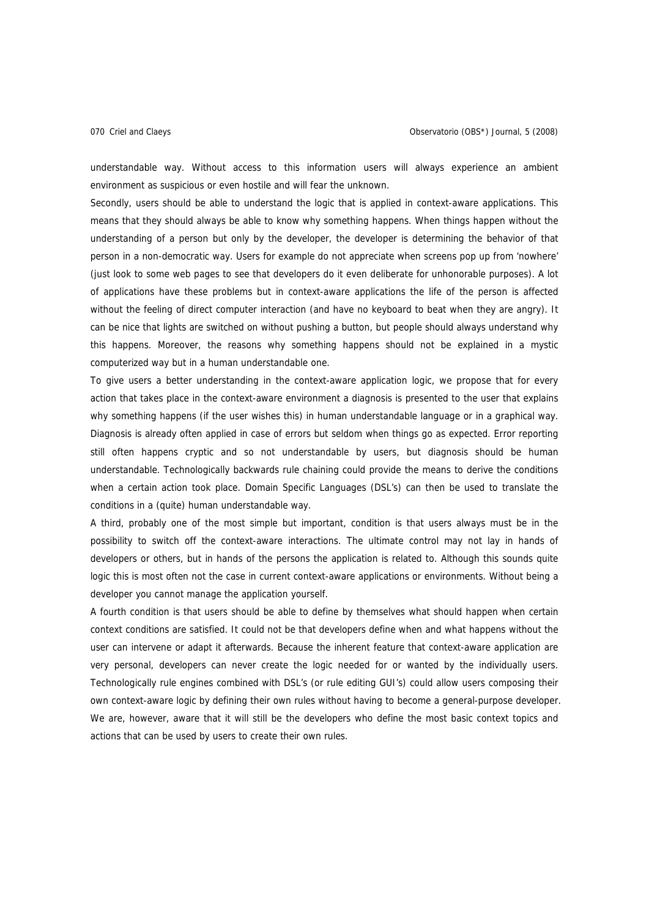understandable way. Without access to this information users will always experience an ambient environment as suspicious or even hostile and will fear the unknown.

Secondly, users should be able to understand the logic that is applied in context-aware applications. This means that they should always be able to know why something happens. When things happen without the understanding of a person but only by the developer, the developer is determining the behavior of that person in a non-democratic way. Users for example do not appreciate when screens pop up from 'nowhere' (just look to some web pages to see that developers do it even deliberate for unhonorable purposes). A lot of applications have these problems but in context-aware applications the life of the person is affected without the feeling of direct computer interaction (and have no keyboard to beat when they are angry). It can be nice that lights are switched on without pushing a button, but people should always understand why this happens. Moreover, the reasons why something happens should not be explained in a mystic computerized way but in a human understandable one.

To give users a better understanding in the context-aware application logic, we propose that for every action that takes place in the context-aware environment a diagnosis is presented to the user that explains why something happens (if the user wishes this) in human understandable language or in a graphical way. Diagnosis is already often applied in case of errors but seldom when things go as expected. Error reporting still often happens cryptic and so not understandable by users, but diagnosis should be human understandable. Technologically backwards rule chaining could provide the means to derive the conditions when a certain action took place. Domain Specific Languages (DSL's) can then be used to translate the conditions in a (quite) human understandable way.

A third, probably one of the most simple but important, condition is that users always must be in the possibility to switch off the context-aware interactions. The ultimate control may not lay in hands of developers or others, but in hands of the persons the application is related to. Although this sounds quite logic this is most often not the case in current context-aware applications or environments. Without being a developer you cannot manage the application yourself.

A fourth condition is that users should be able to define by themselves what should happen when certain context conditions are satisfied. It could not be that developers define when and what happens without the user can intervene or adapt it afterwards. Because the inherent feature that context-aware application are very personal, developers can never create the logic needed for or wanted by the individually users. Technologically rule engines combined with DSL's (or rule editing GUI's) could allow users composing their own context-aware logic by defining their own rules without having to become a general-purpose developer. We are, however, aware that it will still be the developers who define the most basic context topics and actions that can be used by users to create their own rules.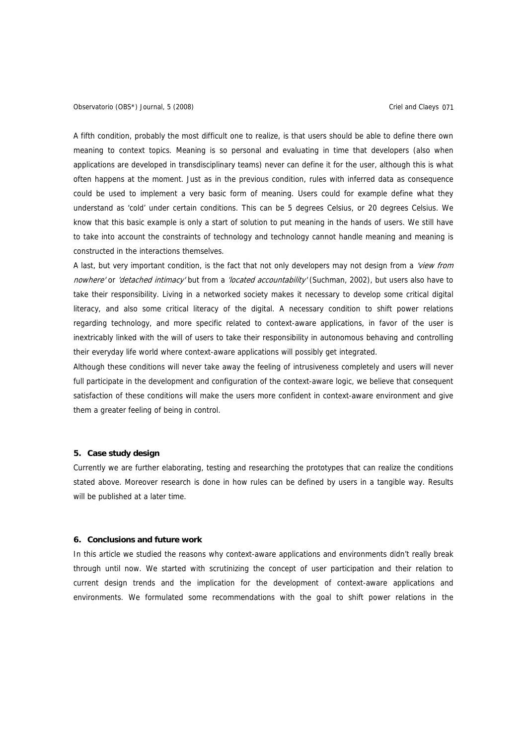A fifth condition, probably the most difficult one to realize, is that users should be able to define there own meaning to context topics. Meaning is so personal and evaluating in time that developers (also when applications are developed in transdisciplinary teams) never can define it for the user, although this is what often happens at the moment. Just as in the previous condition, rules with inferred data as consequence could be used to implement a very basic form of meaning. Users could for example define what they understand as 'cold' under certain conditions. This can be 5 degrees Celsius, or 20 degrees Celsius. We know that this basic example is only a start of solution to put meaning in the hands of users. We still have to take into account the constraints of technology and technology cannot handle meaning and meaning is constructed in the interactions themselves.

A last, but very important condition, is the fact that not only developers may not design from a *'view from nowhere'* or *'detached intimacy'* but from a *'located accountability'* (Suchman, 2002), but users also have to take their responsibility. Living in a networked society makes it necessary to develop some critical digital literacy, and also some critical literacy of the digital. A necessary condition to shift power relations regarding technology, and more specific related to context-aware applications, in favor of the user is inextricably linked with the will of users to take their responsibility in autonomous behaving and controlling their everyday life world where context-aware applications will possibly get integrated.

Although these conditions will never take away the feeling of intrusiveness completely and users will never full participate in the development and configuration of the context-aware logic, we believe that consequent satisfaction of these conditions will make the users more confident in context-aware environment and give them a greater feeling of being in control.

### 5. Case study design

Currently we are further elaborating, testing and researching the prototypes that can realize the conditions stated above. Moreover research is done in how rules can be defined by users in a tangible way. Results will be published at a later time.

### 6. Conclusions and future work

In this article we studied the reasons why context-aware applications and environments didn't really break through until now. We started with scrutinizing the concept of user participation and their relation to current design trends and the implication for the development of context-aware applications and environments. We formulated some recommendations with the goal to shift power relations in the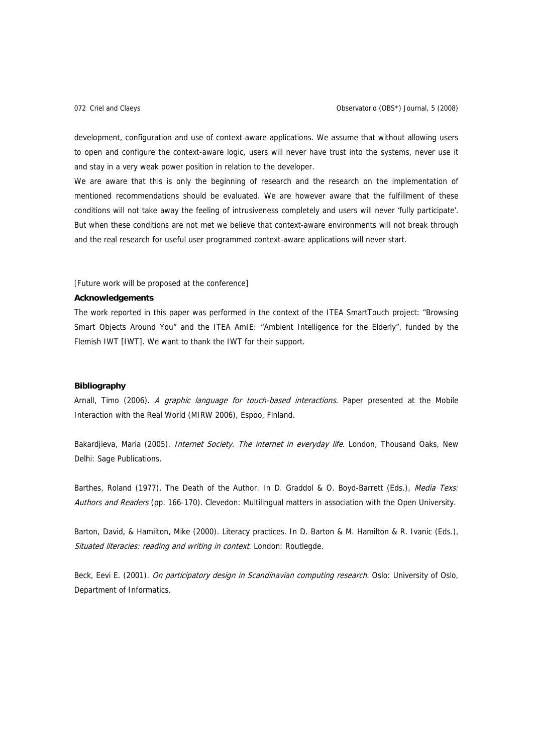development, configuration and use of context-aware applications. We assume that without allowing users to open and configure the context-aware logic, users will never have trust into the systems, never use it and stay in a very weak power position in relation to the developer.

We are aware that this is only the beginning of research and the research on the implementation of mentioned recommendations should be evaluated. We are however aware that the fulfillment of these conditions will not take away the feeling of intrusiveness completely and users will never 'fully participate'. But when these conditions are not met we believe that context-aware environments will not break through and the real research for useful user programmed context-aware applications will never start.

[Future work will be proposed at the conference]

**Acknowledgements**

The work reported in this paper was performed in the context of the ITEA SmartTouch project: "Browsing Smart Objects Around You" and the ITEA AmIE: "Ambient Intelligence for the Elderly", funded by the Flemish IWT [IWT]. We want to thank the IWT for their support.

**Bibliography**

Arnall, Timo (2006). *A graphic language for touch-based interactions.* Paper presented at the Mobile Interaction with the Real World (MIRW 2006), Espoo, Finland.

Bakardjieva, Maria (2005). *Internet Society. The internet in everyday life*. London, Thousand Oaks, New Delhi: Sage Publications.

Barthes, Roland (1977). The Death of the Author. In D. Graddol & O. Boyd-Barrett (Eds.), *Media Texs: Authors and Readers* (pp. 166-170). Clevedon: Multilingual matters in association with the Open University.

Barton, David, & Hamilton, Mike (2000). Literacy practices. In D. Barton & M. Hamilton & R. Ivanic (Eds.), *Situated literacies: reading and writing in context*. London: Routlegde.

Beck, Eevi E. (2001). *On participatory design in Scandinavian computing research*. Oslo: University of Oslo, Department of Informatics.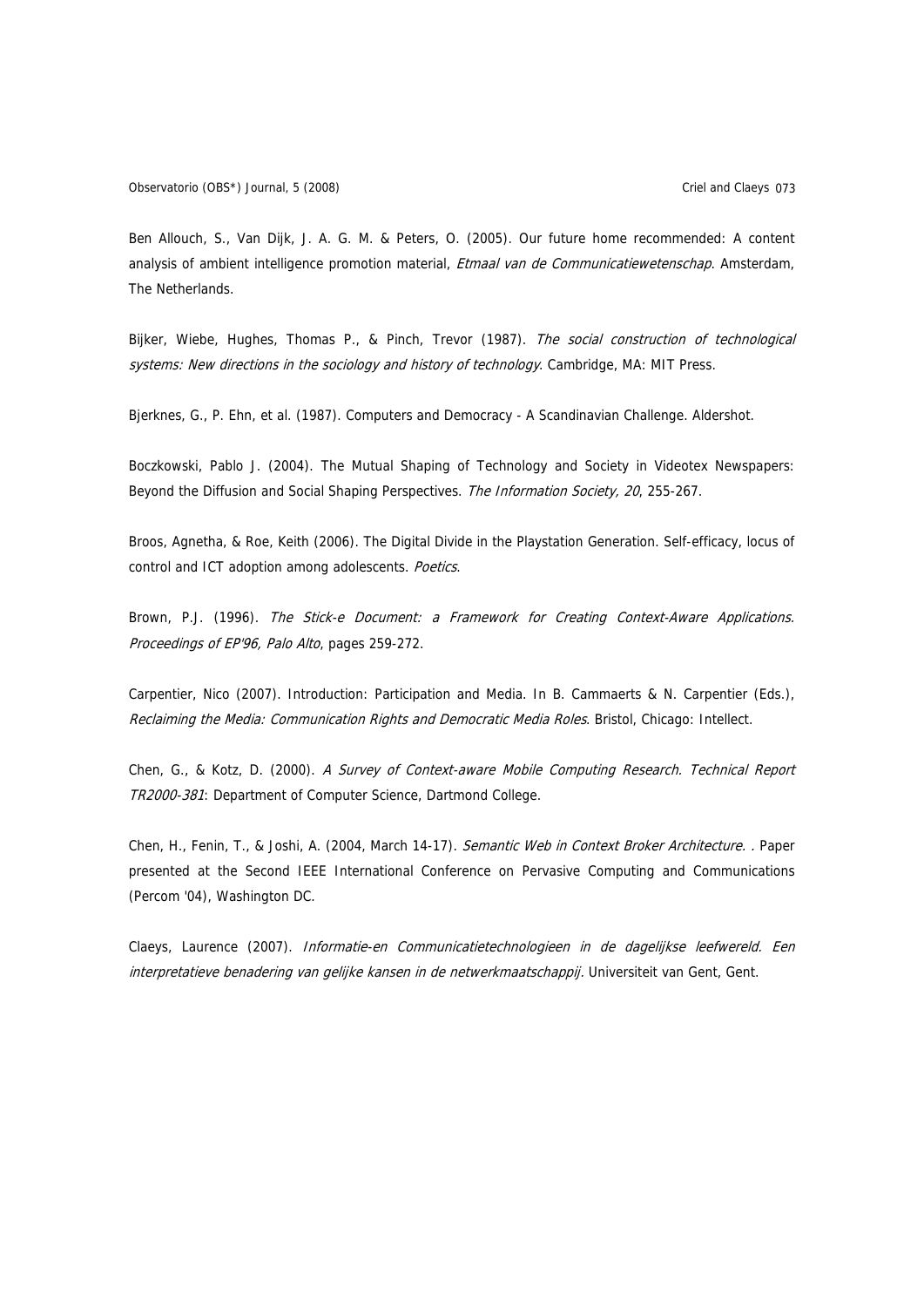Ben Allouch, S., Van Dijk, J. A. G. M. & Peters, O. (2005). Our future home recommended: A content analysis of ambient intelligence promotion material, *Etmaal van de Communicatiewetenschap*. Amsterdam, The Netherlands.

Bijker, Wiebe, Hughes, Thomas P., & Pinch, Trevor (1987). *The social construction of technological systems: New directions in the sociology and history of technology*. Cambridge, MA: MIT Press.

Bjerknes, G., P. Ehn, et al. (1987). Computers and Democracy - A Scandinavian Challenge. Aldershot.

Boczkowski, Pablo J. (2004). The Mutual Shaping of Technology and Society in Videotex Newspapers: Beyond the Diffusion and Social Shaping Perspectives. *The Information Society, 20*, 255-267.

Broos, Agnetha, & Roe, Keith (2006). The Digital Divide in the Playstation Generation. Self-efficacy, locus of control and ICT adoption among adolescents. *Poetics*.

Brown, P.J. (1996). *The Stick-e Document: a Framework for Creating Context-Aware Applications. Proceedings of EP'96, Palo Alto*, pages 259-272.

Carpentier, Nico (2007). Introduction: Participation and Media. In B. Cammaerts & N. Carpentier (Eds.), *Reclaiming the Media: Communication Rights and Democratic Media Roles*. Bristol, Chicago: Intellect.

Chen, G., & Kotz, D. (2000). *A Survey of Context-aware Mobile Computing Research. Technical Report TR2000-381*: Department of Computer Science, Dartmond College.

Chen, H., Fenin, T., & Joshi, A. (2004, March 14-17). *Semantic Web in Context Broker Architecture. .* Paper presented at the Second IEEE International Conference on Pervasive Computing and Communications (Percom '04), Washington DC.

Claeys, Laurence (2007). *Informatie-en Communicatietechnologieen in de dagelijkse leefwereld. Een interpretatieve benadering van gelijke kansen in de netwerkmaatschappij*. Universiteit van Gent, Gent.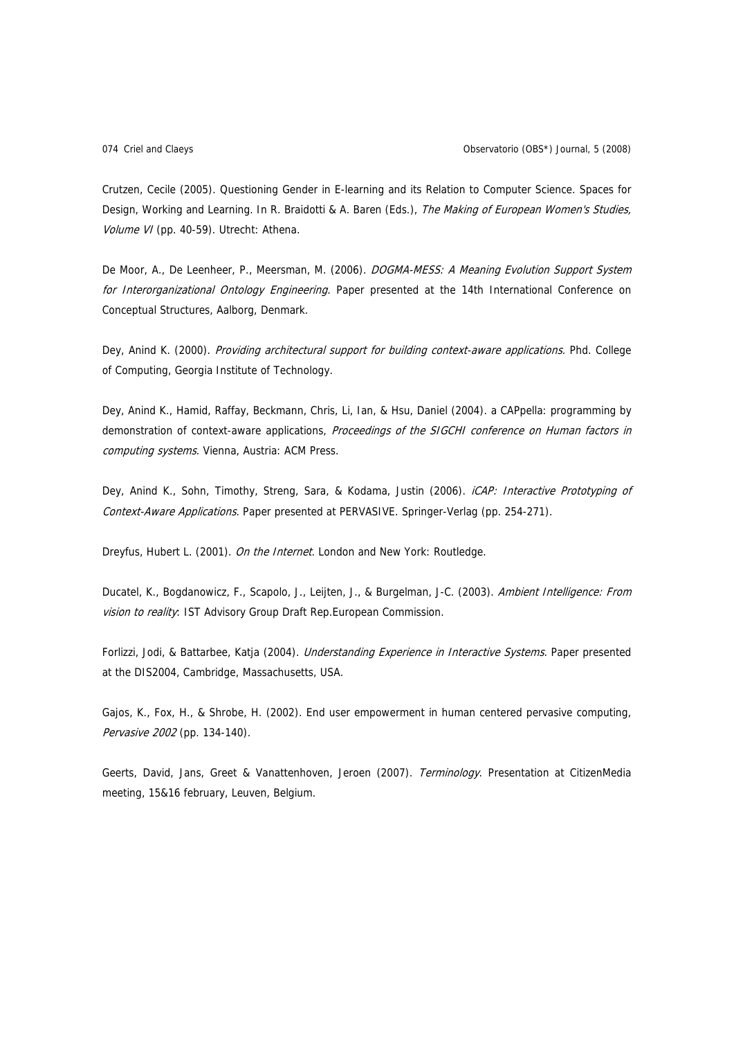Crutzen, Cecile (2005). Questioning Gender in E-learning and its Relation to Computer Science. Spaces for Design, Working and Learning. In R. Braidotti & A. Baren (Eds.), *The Making of European Women's Studies, Volume VI* (pp. 40-59). Utrecht: Athena.

De Moor, A., De Leenheer, P., Meersman, M. (2006). *DOGMA-MESS: A Meaning Evolution Support System for Interorganizational Ontology Engineering.* Paper presented at the 14th International Conference on Conceptual Structures, Aalborg, Denmark.

Dey, Anind K. (2000). *Providing architectural support for building context-aware applications.* Phd. College of Computing, Georgia Institute of Technology.

Dey, Anind K., Hamid, Raffay, Beckmann, Chris, Li, Ian, & Hsu, Daniel (2004). a CAPpella: programming by demonstration of context-aware applications, *Proceedings of the SIGCHI conference on Human factors in computing systems*. Vienna, Austria: ACM Press.

Dey, Anind K., Sohn, Timothy, Streng, Sara, & Kodama, Justin (2006). *iCAP: Interactive Prototyping of Context-Aware Applications.* Paper presented at PERVASIVE. Springer-Verlag (pp. 254-271).

Dreyfus, Hubert L. (2001). *On the Internet*. London and New York: Routledge.

Ducatel, K., Bogdanowicz, F., Scapolo, J., Leijten, J., & Burgelman, J-C. (2003). *Ambient Intelligence: From vision to reality*: IST Advisory Group Draft Rep.European Commission.

Forlizzi, Jodi, & Battarbee, Katja (2004). *Understanding Experience in Interactive Systems.* Paper presented at the DIS2004, Cambridge, Massachusetts, USA.

Gajos, K., Fox, H., & Shrobe, H. (2002). End user empowerment in human centered pervasive computing, *Pervasive 2002* (pp. 134-140).

Geerts, David, Jans, Greet & Vanattenhoven, Jeroen (2007). *Terminology*. Presentation at CitizenMedia meeting, 15&16 february, Leuven, Belgium.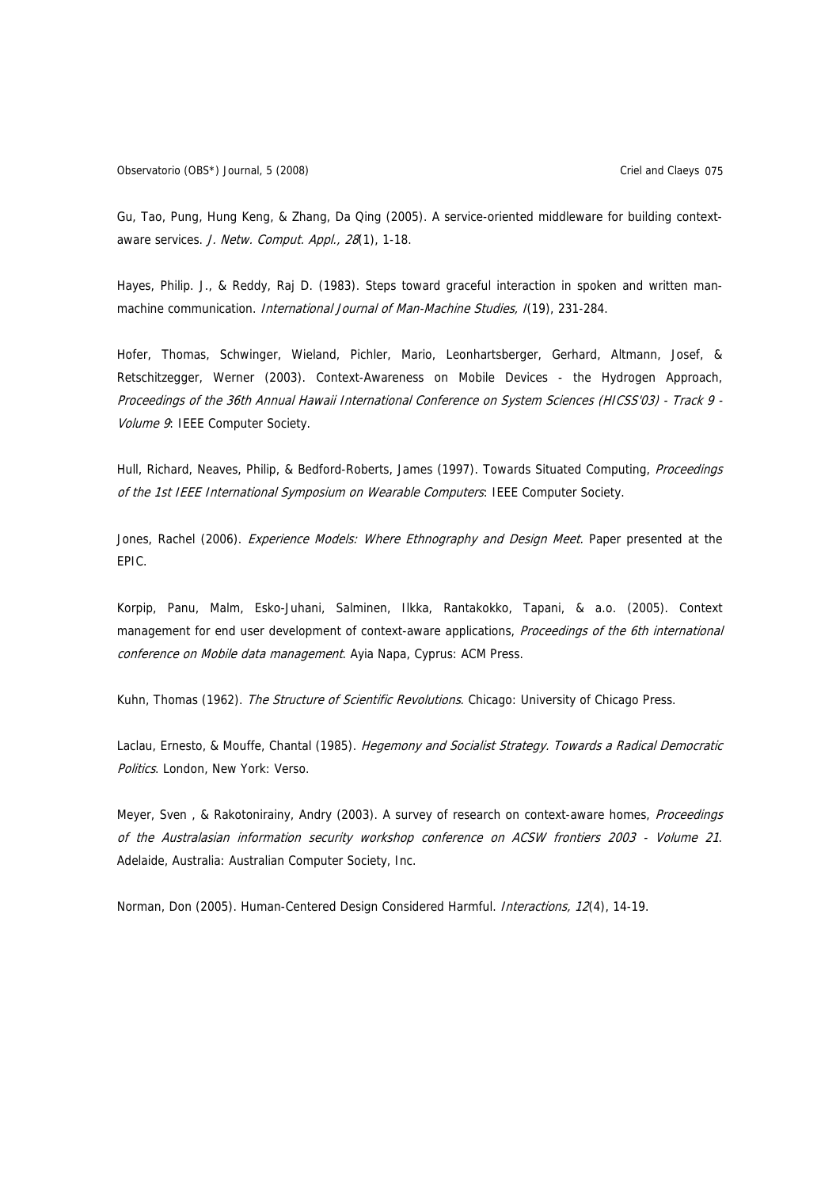Gu, Tao, Pung, Hung Keng, & Zhang, Da Qing (2005). A service-oriented middleware for building context-aware services. *J. Netw. Comput. Appl., 28*(1), 1-18.

Hayes, Philip. J., & Reddy, Raj D. (1983). Steps toward graceful interaction in spoken and written man-machine communication. *International Journal of Man-Machine Studies, I*(19), 231-284.

Hofer, Thomas, Schwinger, Wieland, Pichler, Mario, Leonhartsberger, Gerhard, Altmann, Josef, & Retschitzegger, Werner (2003). Context-Awareness on Mobile Devices - the Hydrogen Approach, *Proceedings of the 36th Annual Hawaii International Conference on System Sciences (HICSS'03) - Track 9 - Volume 9*: IEEE Computer Society.

Hull, Richard, Neaves, Philip, & Bedford-Roberts, James (1997). Towards Situated Computing, *Proceedings of the 1st IEEE International Symposium on Wearable Computers*: IEEE Computer Society.

Jones, Rachel (2006). *Experience Models: Where Ethnography and Design Meet*. Paper presented at the EPIC.

Korpip, Panu, Malm, Esko-Juhani, Salminen, Ilkka, Rantakokko, Tapani, & a.o. (2005). Context management for end user development of context-aware applications, *Proceedings of the 6th international conference on Mobile data management*. Ayia Napa, Cyprus: ACM Press.

Kuhn, Thomas (1962). *The Structure of Scientific Revolutions*. Chicago: University of Chicago Press.

Laclau, Ernesto, & Mouffe, Chantal (1985). *Hegemony and Socialist Strategy. Towards a Radical Democratic Politics*. London, New York: Verso.

Meyer, Sven , & Rakotonirainy, Andry (2003). A survey of research on context-aware homes, *Proceedings of the Australasian information security workshop conference on ACSW frontiers 2003 - Volume 21*. Adelaide, Australia: Australian Computer Society, Inc.

Norman, Don (2005). Human-Centered Design Considered Harmful. *Interactions, 12*(4), 14-19.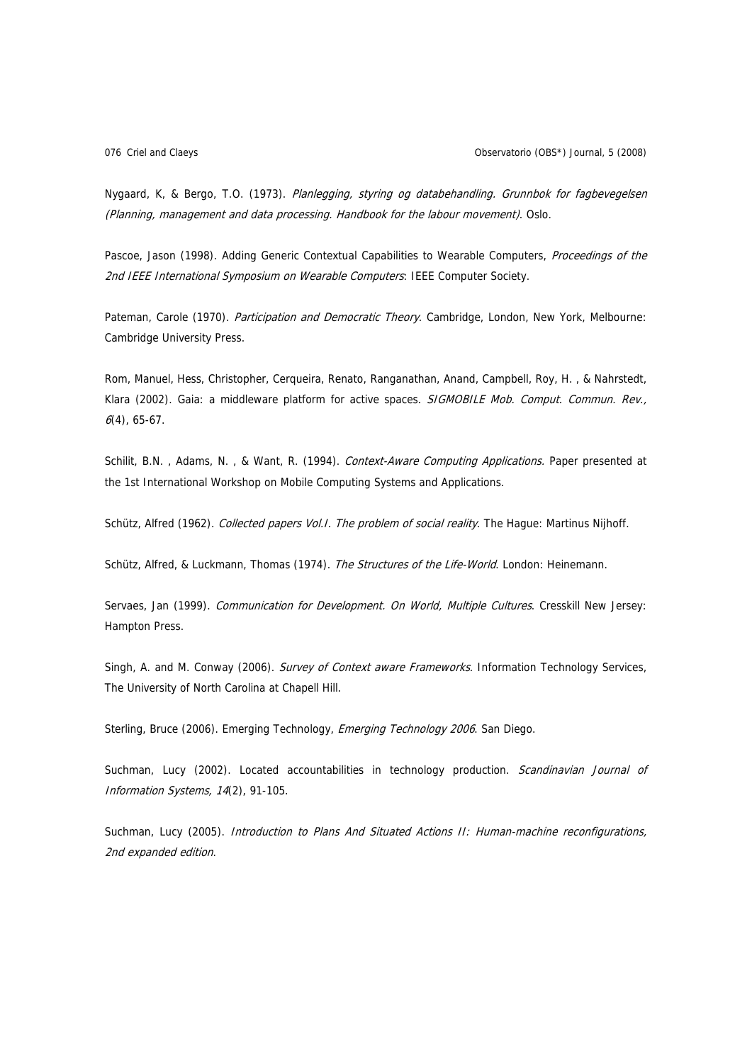Nygaard, K, & Bergo, T.O. (1973). *Planlegging, styring og databehandling. Grunnbok for fagbevegelsen (Planning, management and data processing. Handbook for the labour movement).* Oslo.

Pascoe, Jason (1998). Adding Generic Contextual Capabilities to Wearable Computers, *Proceedings of the 2nd IEEE International Symposium on Wearable Computers*: IEEE Computer Society.

Pateman, Carole (1970). *Participation and Democratic Theory*. Cambridge, London, New York, Melbourne: Cambridge University Press.

Rom, Manuel, Hess, Christopher, Cerqueira, Renato, Ranganathan, Anand, Campbell, Roy, H. , & Nahrstedt, Klara (2002). Gaia: a middleware platform for active spaces. *SIGMOBILE Mob. Comput. Commun. Rev., 6*(4), 65-67.

Schilit, B.N. , Adams, N. , & Want, R. (1994). *Context-Aware Computing Applications*. Paper presented at the 1st International Workshop on Mobile Computing Systems and Applications.

Schütz, Alfred (1962). *Collected papers Vol.I. The problem of social reality*. The Hague: Martinus Nijhoff.

Schütz, Alfred, & Luckmann, Thomas (1974). *The Structures of the Life-World*. London: Heinemann.

Servaes, Jan (1999). *Communication for Development. On World, Multiple Cultures*. Cresskill New Jersey: Hampton Press.

Singh, A. and M. Conway (2006). *Survey of Context aware Frameworks*. Information Technology Services, The University of North Carolina at Chapell Hill.

Sterling, Bruce (2006). Emerging Technology, *Emerging Technology 2006*. San Diego.

Suchman, Lucy (2002). Located accountabilities in technology production. *Scandinavian Journal of Information Systems, 14*(2), 91-105.

Suchman, Lucy (2005). *Introduction to Plans And Situated Actions II: Human-machine reconfigurations, 2nd expanded edition*.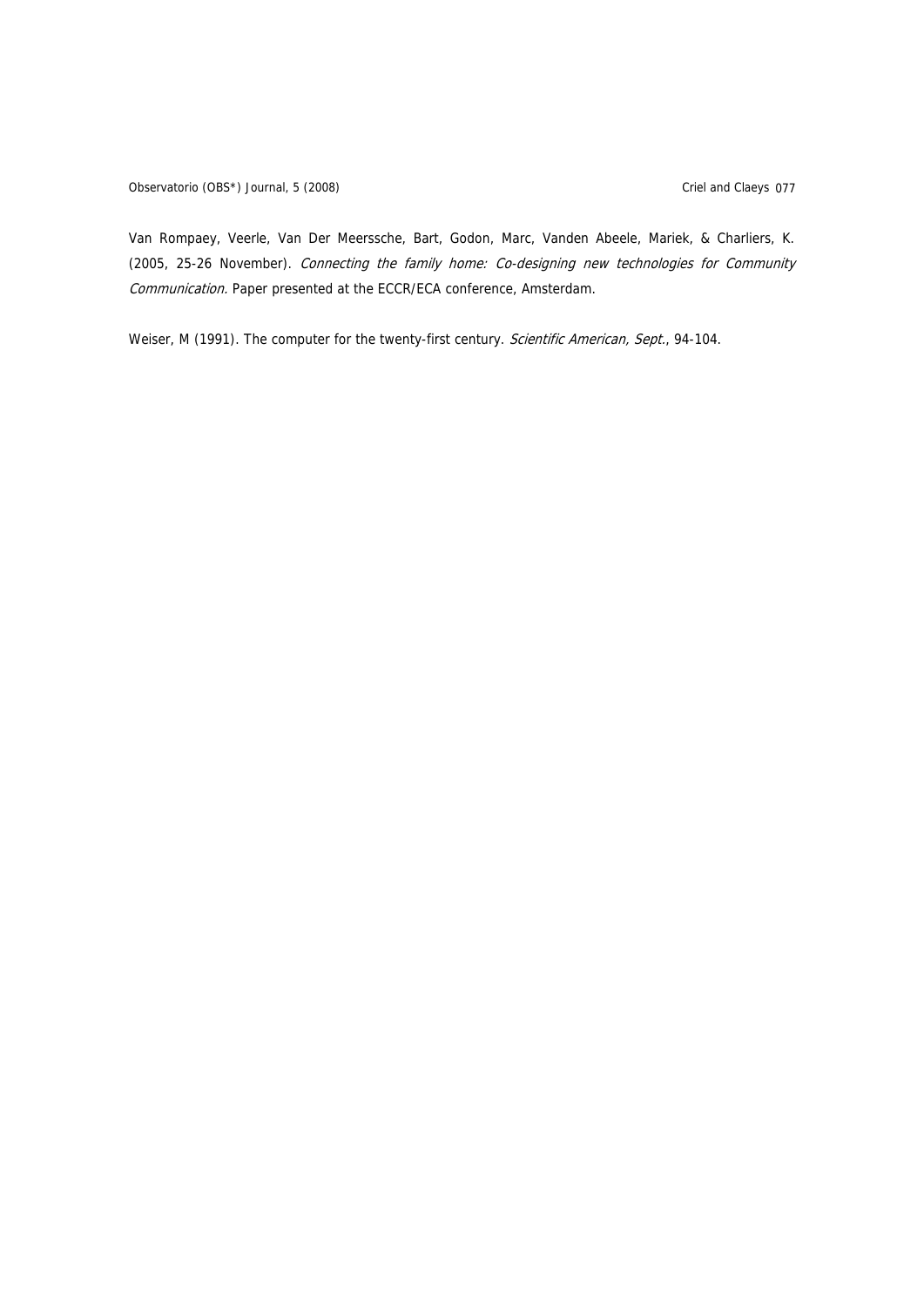Van Rompaey, Veerle, Van Der Meerssche, Bart, Godon, Marc, Vanden Abeele, Mariek, & Charliers, K. (2005, 25-26 November). *Connecting the family home: Co-designing new technologies for Community Communication.* Paper presented at the ECCR/ECA conference, Amsterdam.

Weiser, M (1991). The computer for the twenty-first century. *Scientific American, Sept.*, 94-104.